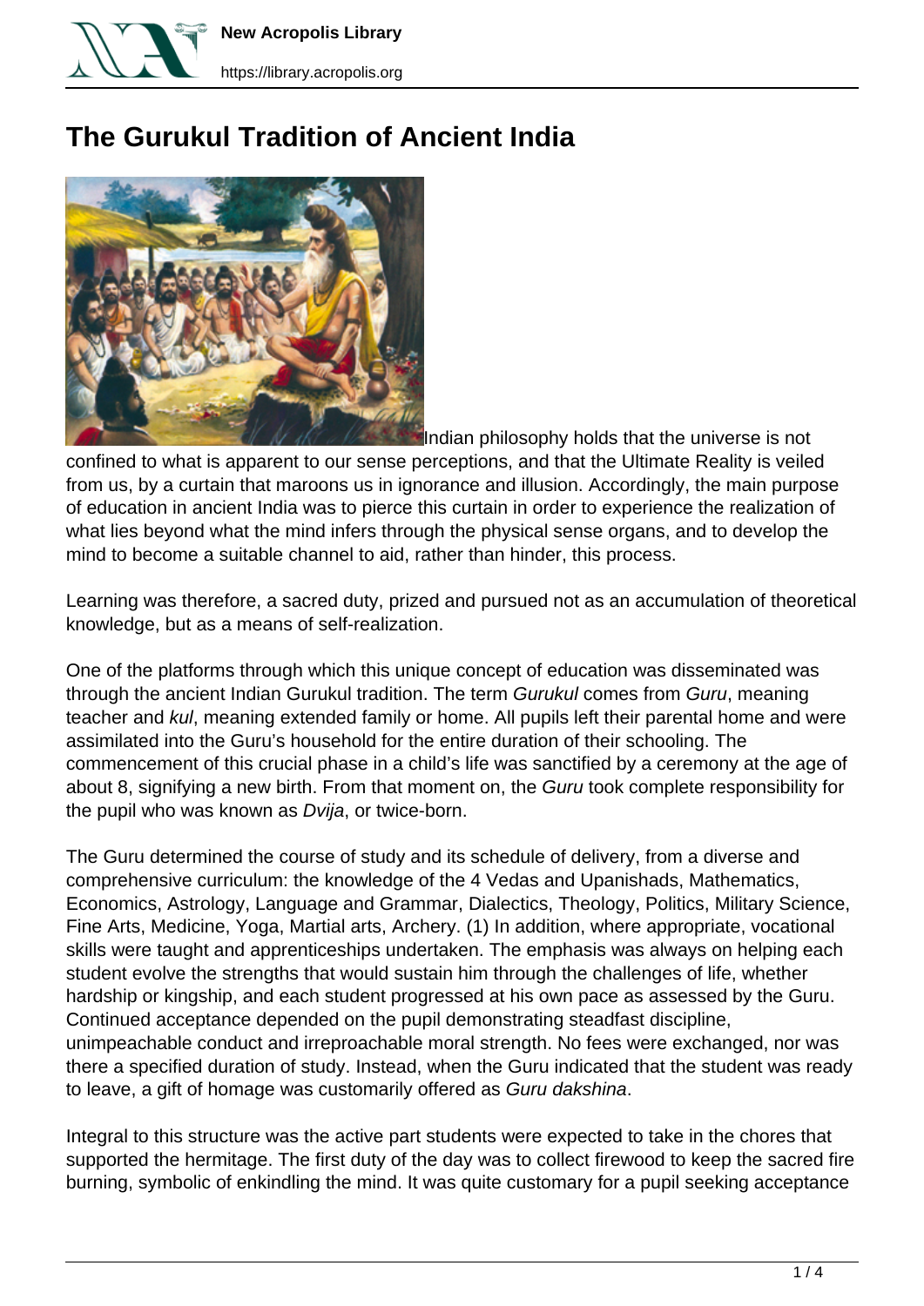# The Gurukul Tradition of Ancient India

Indian philosophy holds that the universe is not confined to what is apparent to our sense perceptions, and that the Ultimate Reality is veiled from us, by a curtain that maroons us in ignorance and illusion. Accordingly, the main purpose of education in ancient India was to pierce this curtain in order to experience the realization of what lies beyond what the mind infers through the physical sense organs, and to develop the mind to become a suitable channel to aid, rather than hinder, this process.

Learning was therefore, a sacred duty, prized and pursued not as an accumulation of theoretical knowledge, but as a means of self-realization.

One of the platforms through which this unique concept of education was disseminated was through the ancient Indian Gurukul tradition. The term *Gurukul* comes from *Guru*, meaning teacher and *kul*, meaning extended family or home. All pupils left their parental home and were assimilated into the Guru's household for the entire duration of their schooling. The commencement of this crucial phase in a child's life was sanctified by a ceremony at the age of about 8, signifying a new birth. From that moment on, the *Guru* took complete responsibility for the pupil who was known as *Dvija*, or twice-born.

The Guru determined the course of study and its schedule of delivery, from a diverse and comprehensive curriculum: the knowledge of the 4 Vedas and Upanishads, Mathematics, Economics, Astrology, Language and Grammar, Dialectics, Theology, Politics, Military Science, Fine Arts, Medicine, Yoga, Martial arts, Archery. (1) In addition, where appropriate, vocational skills were taught and apprenticeships undertaken. The emphasis was always on helping each student evolve the strengths that would sustain him through the challenges of life, whether hardship or kingship, and each student progressed at his own pace as assessed by the Guru. Continued acceptance depended on the pupil demonstrating steadfast discipline, unimpeachable conduct and irreproachable moral strength. No fees were exchanged, nor was there a specified duration of study. Instead, when the Guru indicated that the student was ready to leave, a gift of homage was customarily offered as *Guru dakshina*.

Integral to this structure was the active part students were expected to take in the chores that supported the hermitage. The first duty of the day was to collect firewood to keep the sacred fire burning, symbolic of enkindling the mind. It was quite customary for a pupil seeking acceptance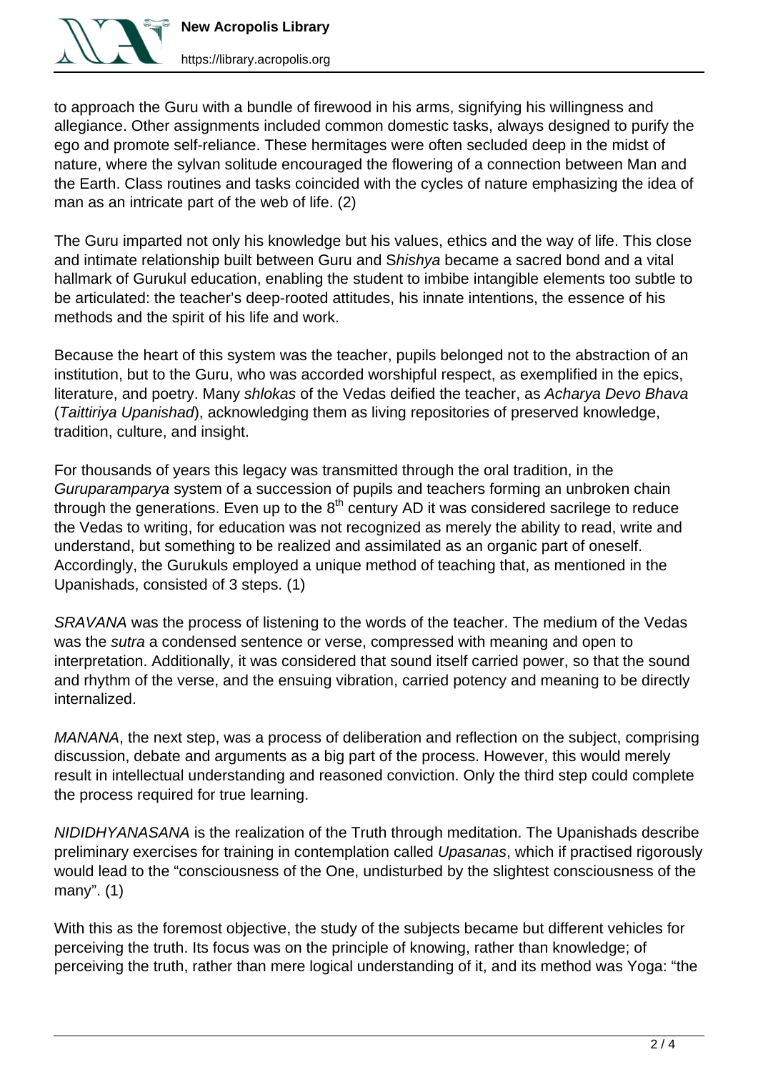to approach the Guru with a bundle of firewood in his arms, signifying his willingness and allegiance. Other assignments included common domestic tasks, always designed to purify the ego and promote self-reliance. These hermitages were often secluded deep in the midst of nature, where the sylvan solitude encouraged the flowering of a connection between Man and the Earth. Class routines and tasks coincided with the cycles of nature emphasizing the idea of man as an intricate part of the web of life. (2)

The Guru imparted not only his knowledge but his values, ethics and the way of life. This close and intimate relationship built between Guru and S*hishya* became a sacred bond and a vital hallmark of Gurukul education, enabling the student to imbibe intangible elements too subtle to be articulated: the teacher's deep-rooted attitudes, his innate intentions, the essence of his methods and the spirit of his life and work.

Because the heart of this system was the teacher, pupils belonged not to the abstraction of an institution, but to the Guru, who was accorded worshipful respect, as exemplified in the epics, literature, and poetry. Many *shlokas* of the Vedas deified the teacher, as *Acharya Devo Bhava* (*Taittiriya Upanishad*), acknowledging them as living repositories of preserved knowledge, tradition, culture, and insight.

For thousands of years this legacy was transmitted through the oral tradition, in the *Guruparamparya* system of a succession of pupils and teachers forming an unbroken chain through the generations. Even up to the 8th century AD it was considered sacrilege to reduce the Vedas to writing, for education was not recognized as merely the ability to read, write and understand, but something to be realized and assimilated as an organic part of oneself. Accordingly, the Gurukuls employed a unique method of teaching that, as mentioned in the Upanishads, consisted of 3 steps. (1)

*SRAVANA* was the process of listening to the words of the teacher. The medium of the Vedas was the *sutra* a condensed sentence or verse, compressed with meaning and open to interpretation. Additionally, it was considered that sound itself carried power, so that the sound and rhythm of the verse, and the ensuing vibration, carried potency and meaning to be directly internalized.

*MANANA*, the next step, was a process of deliberation and reflection on the subject, comprising discussion, debate and arguments as a big part of the process. However, this would merely result in intellectual understanding and reasoned conviction. Only the third step could complete the process required for true learning.

*NIDIDHYANASANA* is the realization of the Truth through meditation. The Upanishads describe preliminary exercises for training in contemplation called *Upasanas*, which if practised rigorously would lead to the "consciousness of the One, undisturbed by the slightest consciousness of the many". (1)

With this as the foremost objective, the study of the subjects became but different vehicles for perceiving the truth. Its focus was on the principle of knowing, rather than knowledge; of perceiving the truth, rather than mere logical understanding of it, and its method was Yoga: "the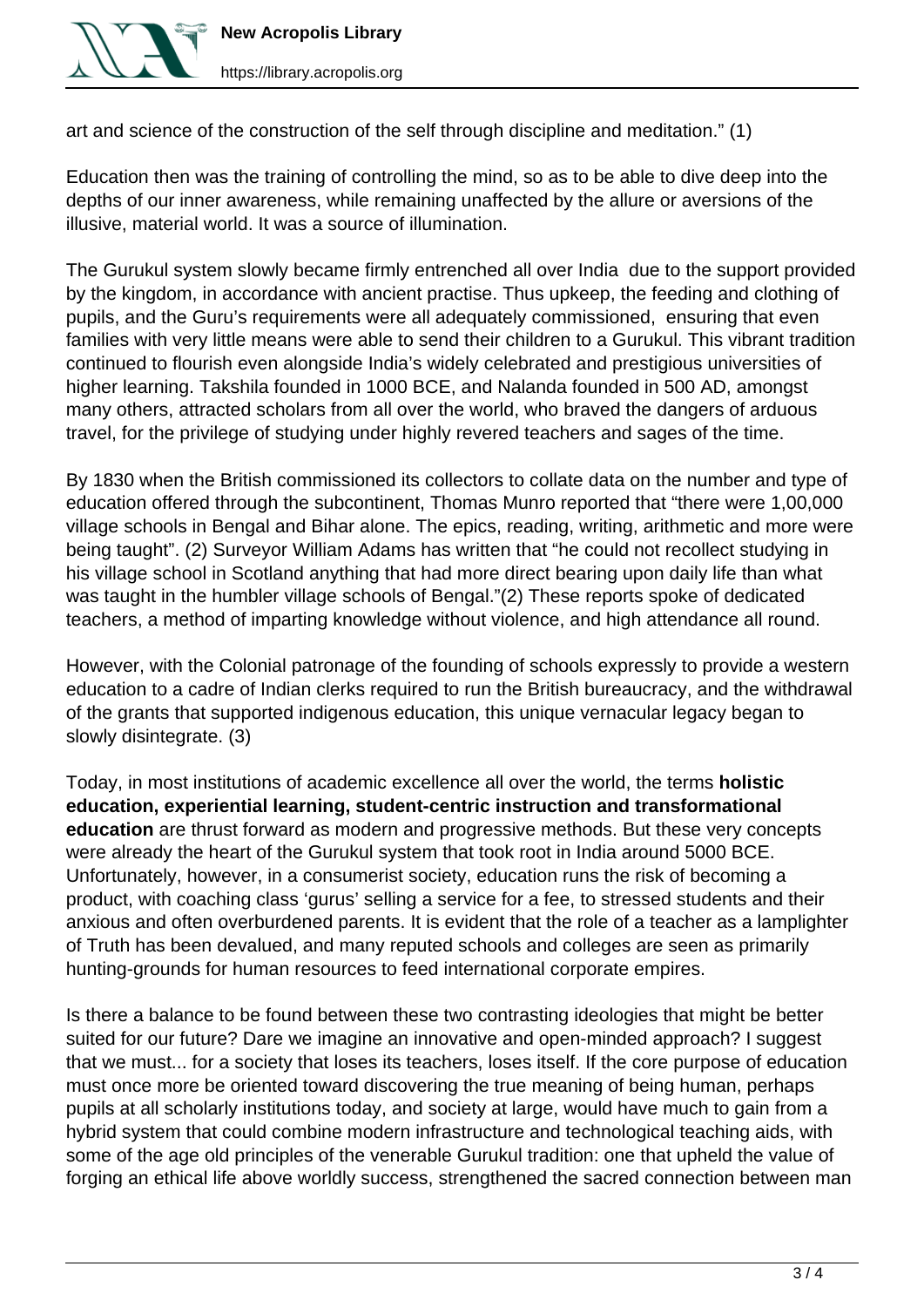art and science of the construction of the self through discipline and meditation." (1)

Education then was the training of controlling the mind, so as to be able to dive deep into the depths of our inner awareness, while remaining unaffected by the allure or aversions of the illusive, material world. It was a source of illumination.

The Gurukul system slowly became firmly entrenched all over India due to the support provided by the kingdom, in accordance with ancient practise. Thus upkeep, the feeding and clothing of pupils, and the Guru's requirements were all adequately commissioned, ensuring that even families with very little means were able to send their children to a Gurukul. This vibrant tradition continued to flourish even alongside India's widely celebrated and prestigious universities of higher learning. Takshila founded in 1000 BCE, and Nalanda founded in 500 AD, amongst many others, attracted scholars from all over the world, who braved the dangers of arduous travel, for the privilege of studying under highly revered teachers and sages of the time.

By 1830 when the British commissioned its collectors to collate data on the number and type of education offered through the subcontinent, Thomas Munro reported that "there were 1,00,000 village schools in Bengal and Bihar alone. The epics, reading, writing, arithmetic and more were being taught". (2) Surveyor William Adams has written that "he could not recollect studying in his village school in Scotland anything that had more direct bearing upon daily life than what was taught in the humbler village schools of Bengal."(2) These reports spoke of dedicated teachers, a method of imparting knowledge without violence, and high attendance all round.

However, with the Colonial patronage of the founding of schools expressly to provide a western education to a cadre of Indian clerks required to run the British bureaucracy, and the withdrawal of the grants that supported indigenous education, this unique vernacular legacy began to slowly disintegrate. (3)

Today, in most institutions of academic excellence all over the world, the terms **holistic education, experiential learning, student-centric instruction and transformational education** are thrust forward as modern and progressive methods. But these very concepts were already the heart of the Gurukul system that took root in India around 5000 BCE. Unfortunately, however, in a consumerist society, education runs the risk of becoming a product, with coaching class 'gurus' selling a service for a fee, to stressed students and their anxious and often overburdened parents. It is evident that the role of a teacher as a lamplighter of Truth has been devalued, and many reputed schools and colleges are seen as primarily hunting-grounds for human resources to feed international corporate empires.

Is there a balance to be found between these two contrasting ideologies that might be better suited for our future? Dare we imagine an innovative and open-minded approach? I suggest that we must... for a society that loses its teachers, loses itself. If the core purpose of education must once more be oriented toward discovering the true meaning of being human, perhaps pupils at all scholarly institutions today, and society at large, would have much to gain from a hybrid system that could combine modern infrastructure and technological teaching aids, with some of the age old principles of the venerable Gurukul tradition: one that upheld the value of forging an ethical life above worldly success, strengthened the sacred connection between man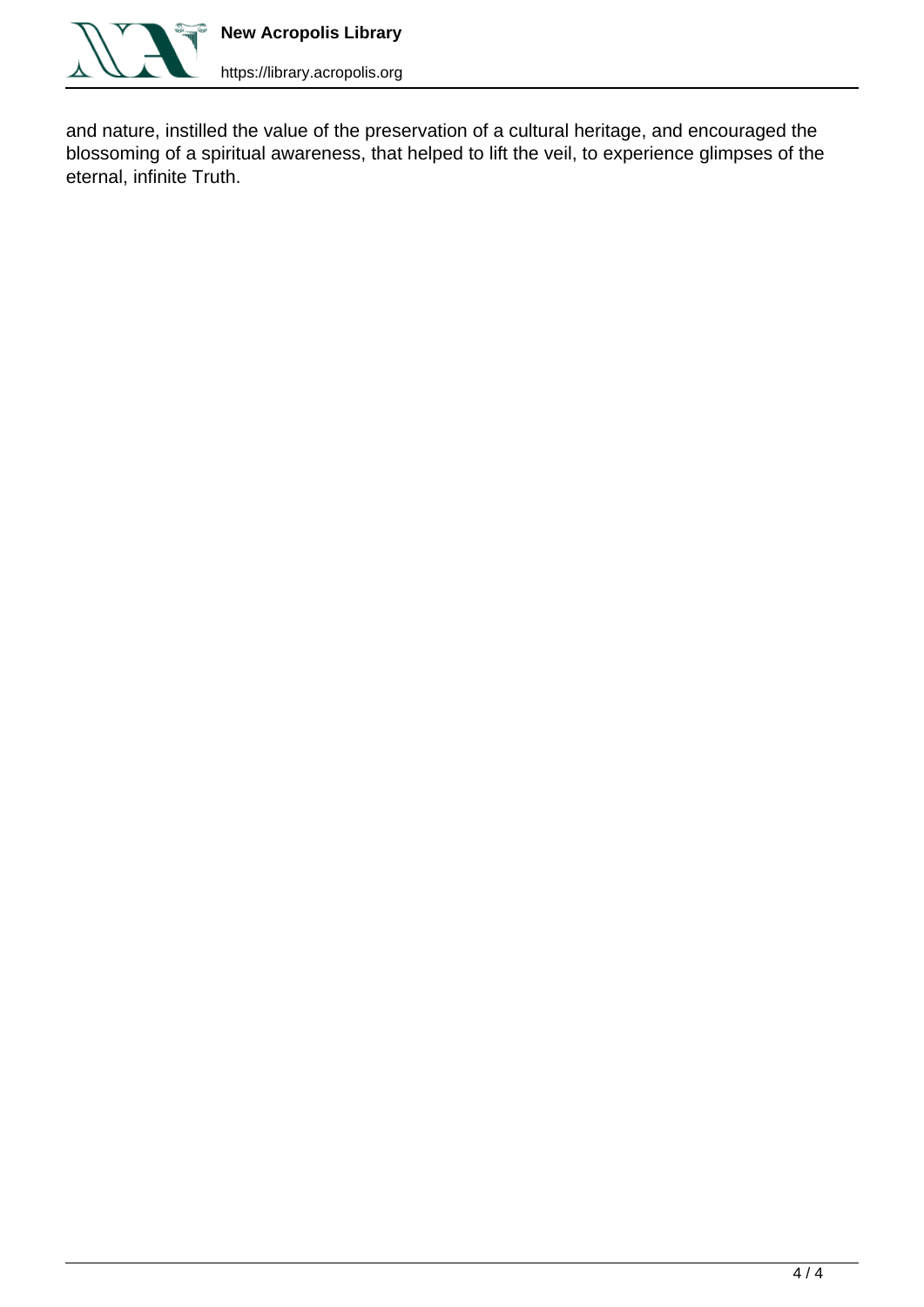and nature, instilled the value of the preservation of a cultural heritage, and encouraged the blossoming of a spiritual awareness, that helped to lift the veil, to experience glimpses of the eternal, infinite Truth.